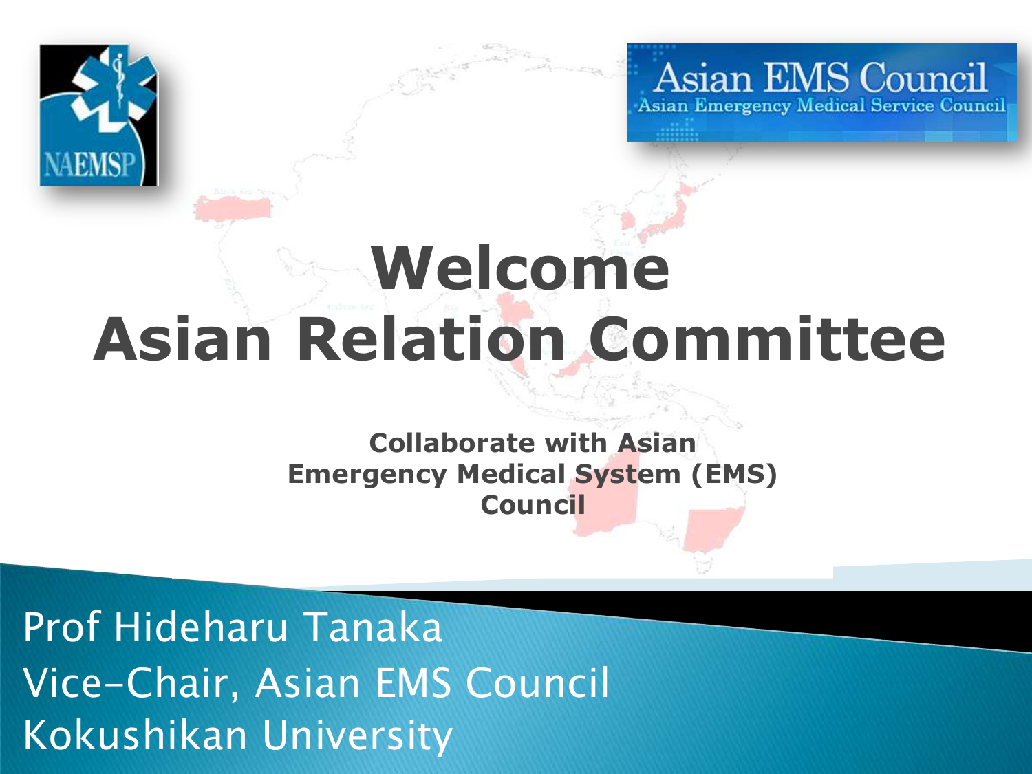NAEMSP

Asian EMS Council
Asian Emergency Medical Service Council

# Welcome
# Asian Relation Committee

**Collaborate with Asian Emergency Medical System (EMS) Council**

Prof Hideharu Tanaka
Vice-Chair, Asian EMS Council
Kokushikan University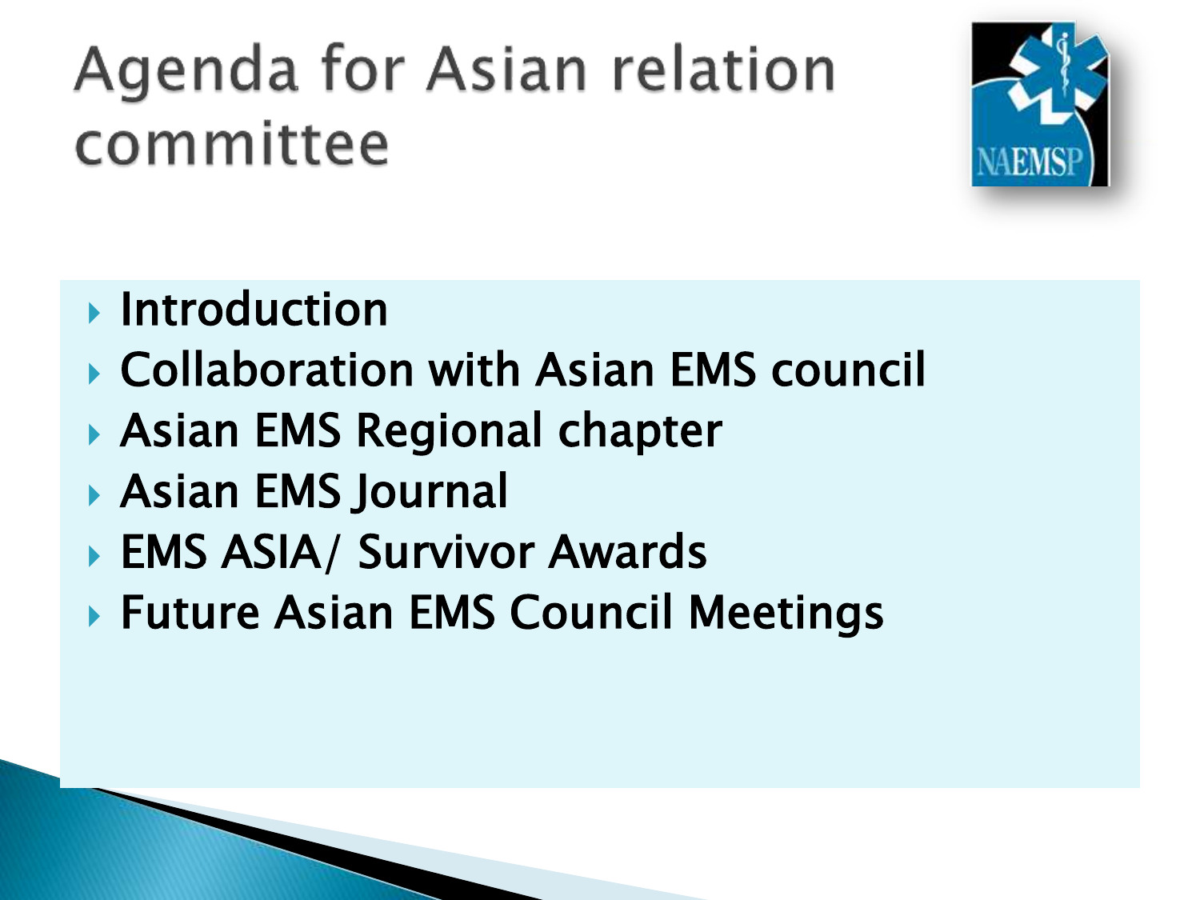# Agenda for Asian relation committee

- Introduction
- Collaboration with Asian EMS council
- Asian EMS Regional chapter
- Asian EMS Journal
- EMS ASIA/ Survivor Awards
- Future Asian EMS Council Meetings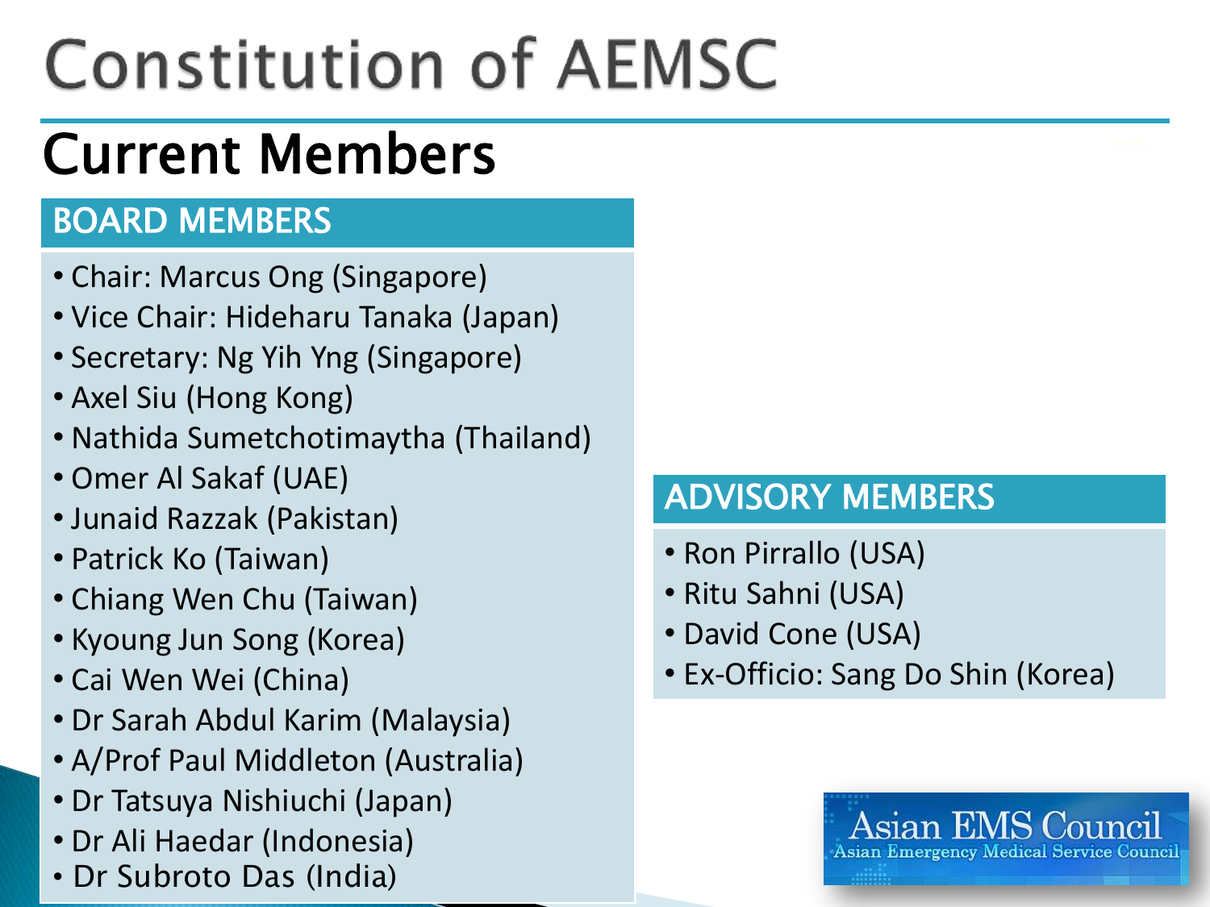# Constitution of AEMSC

## Current Members

### BOARD MEMBERS

- Chair: Marcus Ong (Singapore)
- Vice Chair: Hideharu Tanaka (Japan)
- Secretary: Ng Yih Yng (Singapore)
- Axel Siu (Hong Kong)
- Nathida Sumetchotimaytha (Thailand)
- Omer Al Sakaf (UAE)
- Junaid Razzak (Pakistan)
- Patrick Ko (Taiwan)
- Chiang Wen Chu (Taiwan)
- Kyoung Jun Song (Korea)
- Cai Wen Wei (China)
- Dr Sarah Abdul Karim (Malaysia)
- A/Prof Paul Middleton (Australia)
- Dr Tatsuya Nishiuchi (Japan)
- Dr Ali Haedar (Indonesia)
- Dr Subroto Das (India)

### ADVISORY MEMBERS

- Ron Pirrallo (USA)
- Ritu Sahni (USA)
- David Cone (USA)
- Ex-Officio: Sang Do Shin (Korea)

Asian EMS Council
Asian Emergency Medical Service Council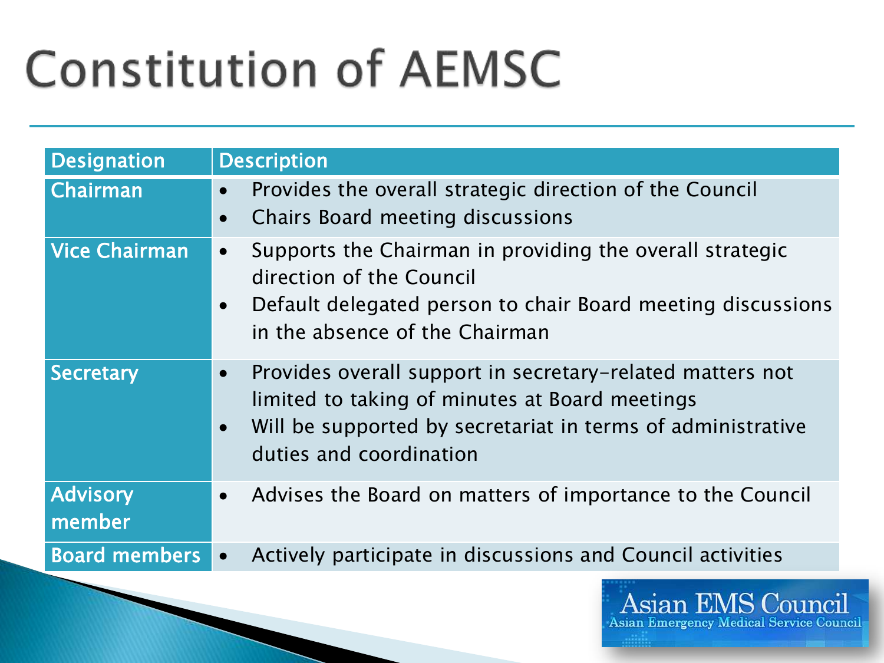# Constitution of AEMSC

| Designation | Description |
|---|---|
| Chairman | • Provides the overall strategic direction of the Council<br>• Chairs Board meeting discussions |
| Vice Chairman | • Supports the Chairman in providing the overall strategic direction of the Council<br>• Default delegated person to chair Board meeting discussions in the absence of the Chairman |
| Secretary | • Provides overall support in secretary-related matters not limited to taking of minutes at Board meetings<br>• Will be supported by secretariat in terms of administrative duties and coordination |
| Advisory member | • Advises the Board on matters of importance to the Council |
| Board members | • Actively participate in discussions and Council activities |

Asian EMS Council
Asian Emergency Medical Service Council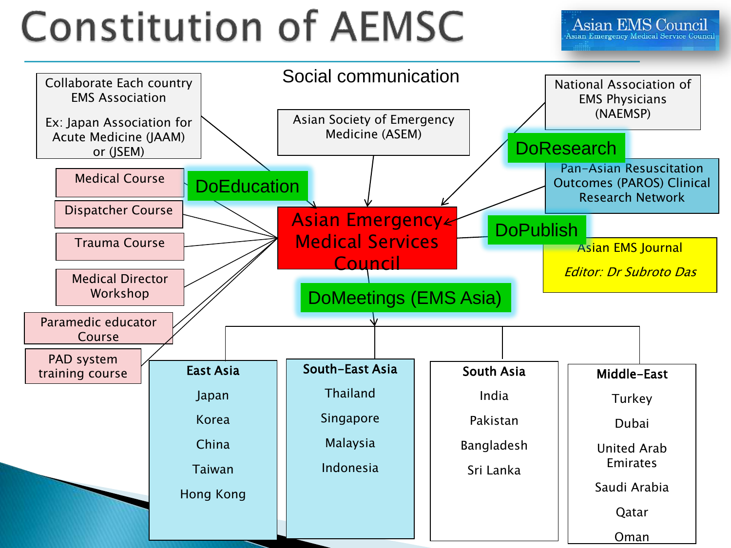# Constitution of AEMSC

Asian EMS Council
Asian Emergency Medical Service Council

Social communication

Collaborate Each country EMS Association

Ex: Japan Association for Acute Medicine (JAAM) or (JSEM)

Asian Society of Emergency Medicine (ASEM)

National Association of EMS Physicians (NAEMSP)

DoResearch

Pan-Asian Resuscitation Outcomes (PAROS) Clinical Research Network

DoEducation

- Medical Course
- Dispatcher Course
- Trauma Course
- Medical Director Workshop
- Paramedic educator Course
- PAD system training course

**Asian Emergency Medical Services Council**

DoPublish

Asian EMS Journal

*Editor: Dr Subroto Das*

DoMeetings (EMS Asia)

| East Asia | South-East Asia | South Asia | Middle-East |
|---|---|---|---|
| Japan | Thailand | India | Turkey |
| Korea | Singapore | Pakistan | Dubai |
| China | Malaysia | Bangladesh | United Arab Emirates |
| Taiwan | Indonesia | Sri Lanka | Saudi Arabia |
| Hong Kong | | | Qatar |
| | | | Oman |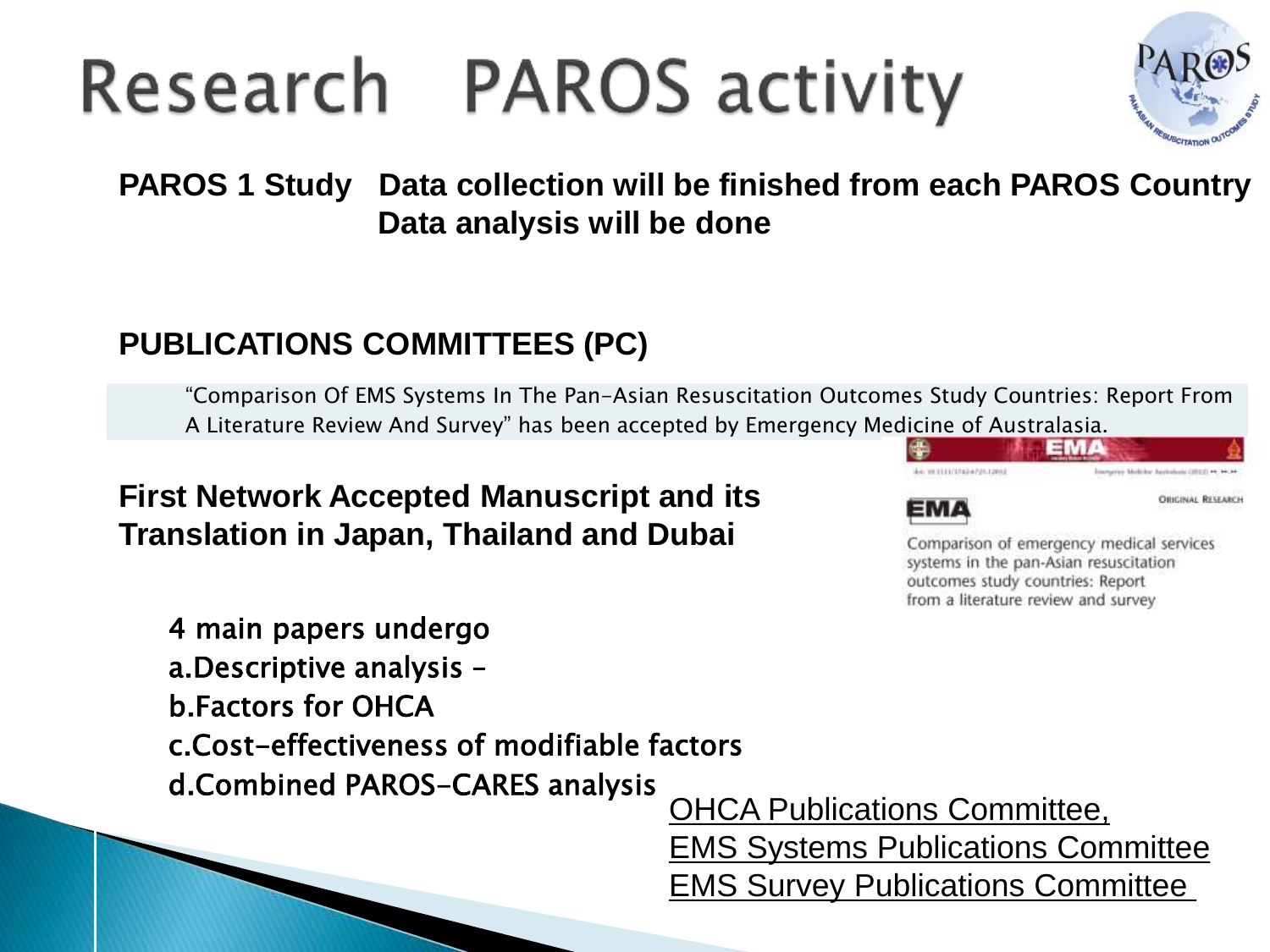# Research PAROS activity

**PAROS 1 Study** **Data collection will be finished from each PAROS Country**
**Data analysis will be done**

## PUBLICATIONS COMMITTEES (PC)

"Comparison Of EMS Systems In The Pan-Asian Resuscitation Outcomes Study Countries: Report From A Literature Review And Survey" has been accepted by Emergency Medicine of Australasia.

EMA

ORIGINAL RESEARCH

Comparison of emergency medical services systems in the pan-Asian resuscitation outcomes study countries: Report from a literature review and survey

**First Network Accepted Manuscript and its Translation in Japan, Thailand and Dubai**

4 main papers undergo

a. Descriptive analysis –
b. Factors for OHCA
c. Cost-effectiveness of modifiable factors
d. Combined PAROS-CARES analysis

OHCA Publications Committee,
EMS Systems Publications Committee
EMS Survey Publications Committee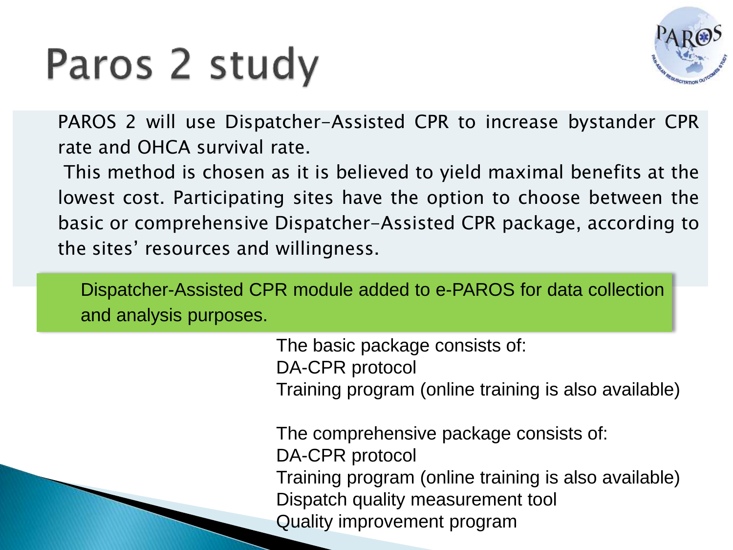# Paros 2 study

PAROS 2 will use Dispatcher-Assisted CPR to increase bystander CPR rate and OHCA survival rate.

This method is chosen as it is believed to yield maximal benefits at the lowest cost. Participating sites have the option to choose between the basic or comprehensive Dispatcher-Assisted CPR package, according to the sites' resources and willingness.

Dispatcher-Assisted CPR module added to e-PAROS for data collection and analysis purposes.

The basic package consists of:

- DA-CPR protocol
- Training program (online training is also available)

The comprehensive package consists of:

- DA-CPR protocol
- Training program (online training is also available)
- Dispatch quality measurement tool
- Quality improvement program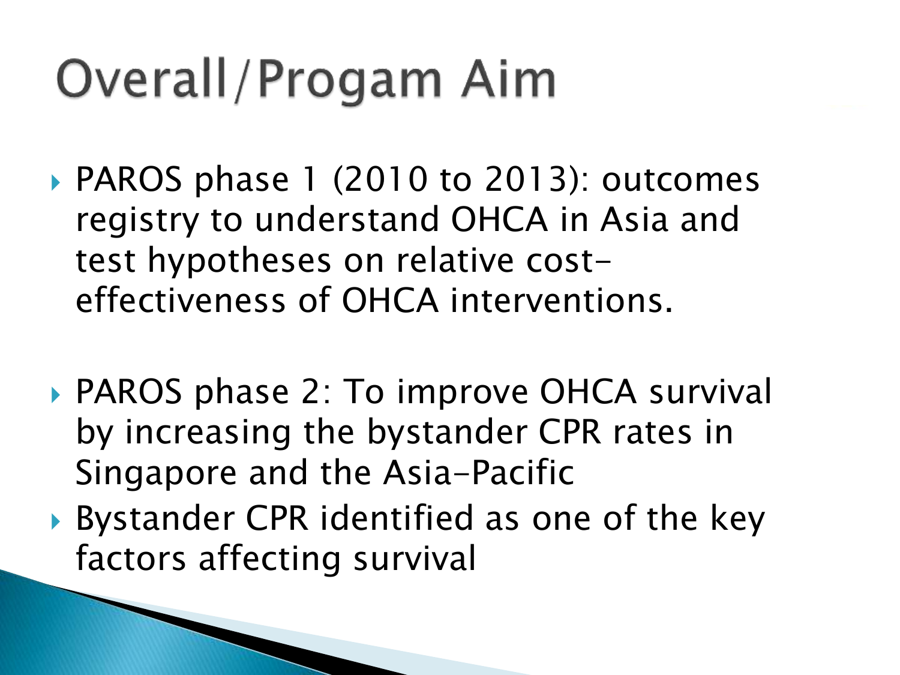# Overall/Progam Aim

- PAROS phase 1 (2010 to 2013): outcomes registry to understand OHCA in Asia and test hypotheses on relative cost-effectiveness of OHCA interventions.

- PAROS phase 2: To improve OHCA survival by increasing the bystander CPR rates in Singapore and the Asia-Pacific
- Bystander CPR identified as one of the key factors affecting survival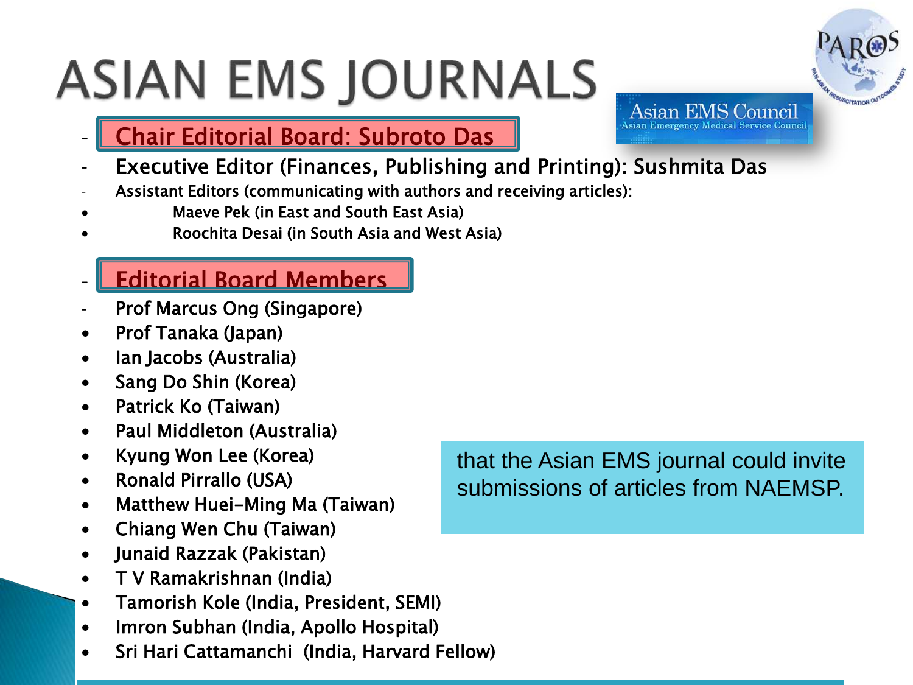# ASIAN EMS JOURNALS

Asian EMS Council
Asian Emergency Medical Service Council

PAROS

- **Chair Editorial Board: Subroto Das**
- Executive Editor (Finances, Publishing and Printing): Sushmita Das
- Assistant Editors (communicating with authors and receiving articles):
  - Maeve Pek (in East and South East Asia)
  - Roochita Desai (in South Asia and West Asia)

- **Editorial Board Members**
- Prof Marcus Ong (Singapore)
- Prof Tanaka (Japan)
- Ian Jacobs (Australia)
- Sang Do Shin (Korea)
- Patrick Ko (Taiwan)
- Paul Middleton (Australia)
- Kyung Won Lee (Korea)
- Ronald Pirrallo (USA)
- Matthew Huei-Ming Ma (Taiwan)
- Chiang Wen Chu (Taiwan)
- Junaid Razzak (Pakistan)
- T V Ramakrishnan (India)
- Tamorish Kole (India, President, SEMI)
- Imron Subhan (India, Apollo Hospital)
- Sri Hari Cattamanchi (India, Harvard Fellow)

that the Asian EMS journal could invite submissions of articles from NAEMSP.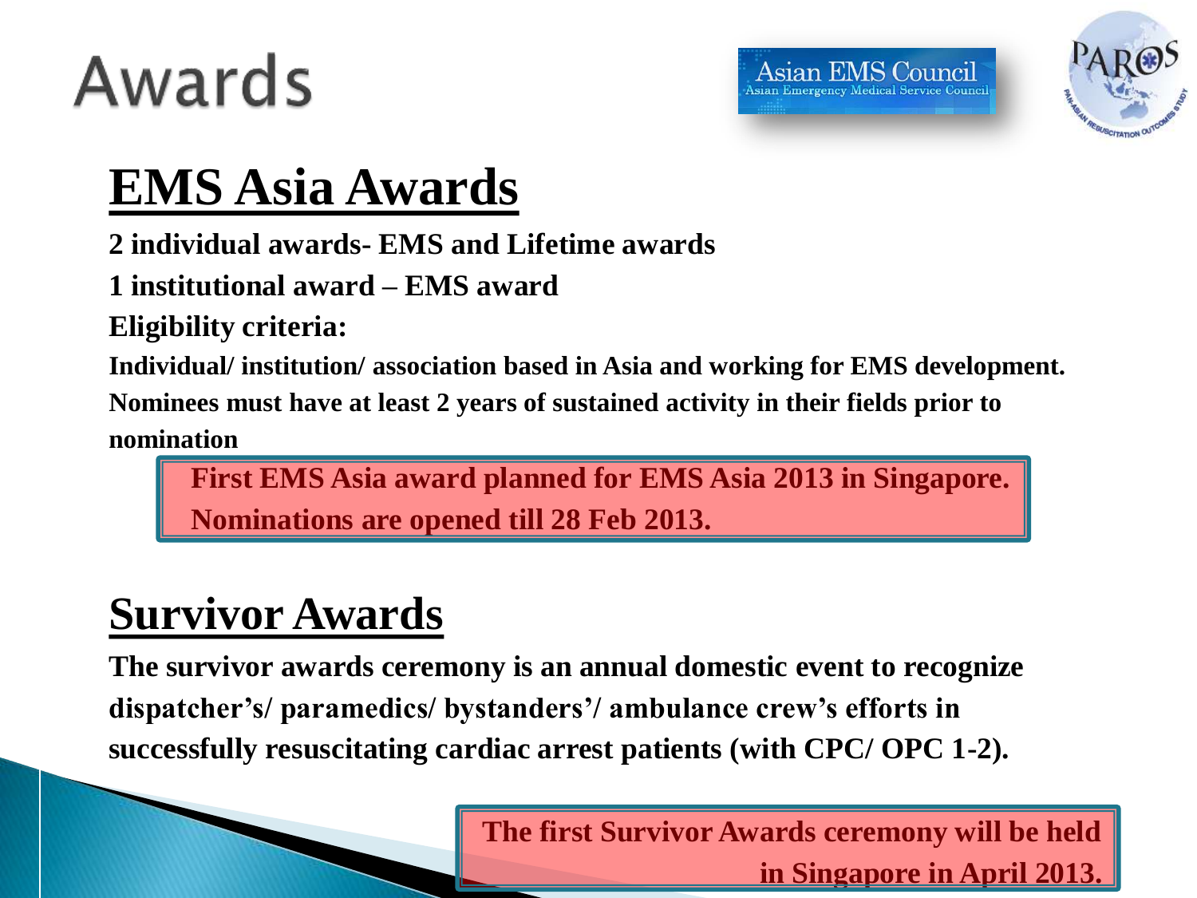# Awards

Asian EMS Council
Asian Emergency Medical Service Council

PAROS

## EMS Asia Awards

**2 individual awards- EMS and Lifetime awards**

**1 institutional award – EMS award**

**Eligibility criteria:**

**Individual/ institution/ association based in Asia and working for EMS development.**
**Nominees must have at least 2 years of sustained activity in their fields prior to nomination**

> **First EMS Asia award planned for EMS Asia 2013 in Singapore.**
> **Nominations are opened till 28 Feb 2013.**

## Survivor Awards

**The survivor awards ceremony is an annual domestic event to recognize dispatcher's/ paramedics/ bystanders'/ ambulance crew's efforts in successfully resuscitating cardiac arrest patients (with CPC/ OPC 1-2).**

> **The first Survivor Awards ceremony will be held in Singapore in April 2013.**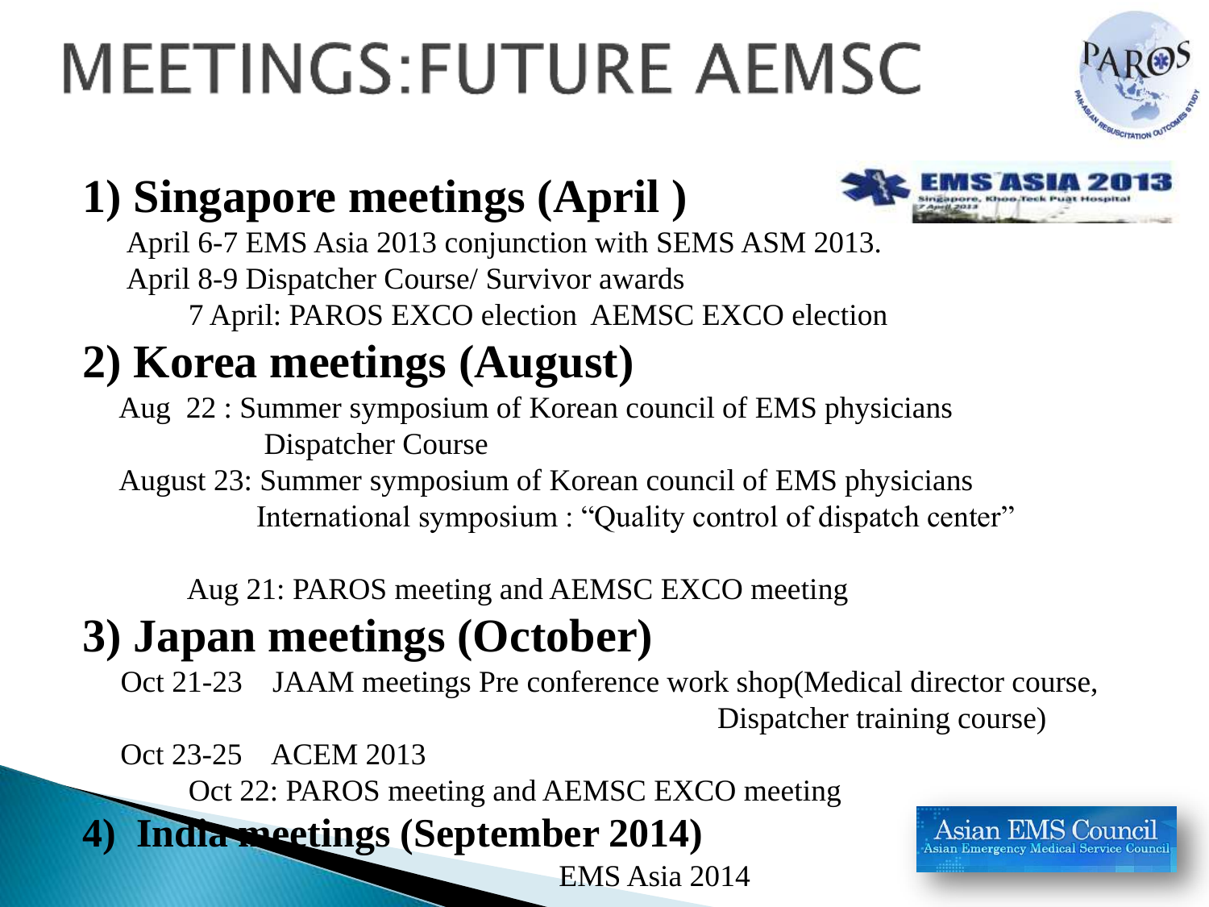# MEETINGS:FUTURE AEMSC

## 1) Singapore meetings (April )

April 6-7 EMS Asia 2013 conjunction with SEMS ASM 2013.

April 8-9 Dispatcher Course/ Survivor awards

7 April: PAROS EXCO election AEMSC EXCO election

## 2) Korea meetings (August)

Aug 22 : Summer symposium of Korean council of EMS physicians
Dispatcher Course

August 23: Summer symposium of Korean council of EMS physicians
International symposium : "Quality control of dispatch center"

Aug 21: PAROS meeting and AEMSC EXCO meeting

## 3) Japan meetings (October)

Oct 21-23 JAAM meetings Pre conference work shop(Medical director course, Dispatcher training course)

Oct 23-25 ACEM 2013

Oct 22: PAROS meeting and AEMSC EXCO meeting

## 4) India meetings (September 2014)

EMS Asia 2014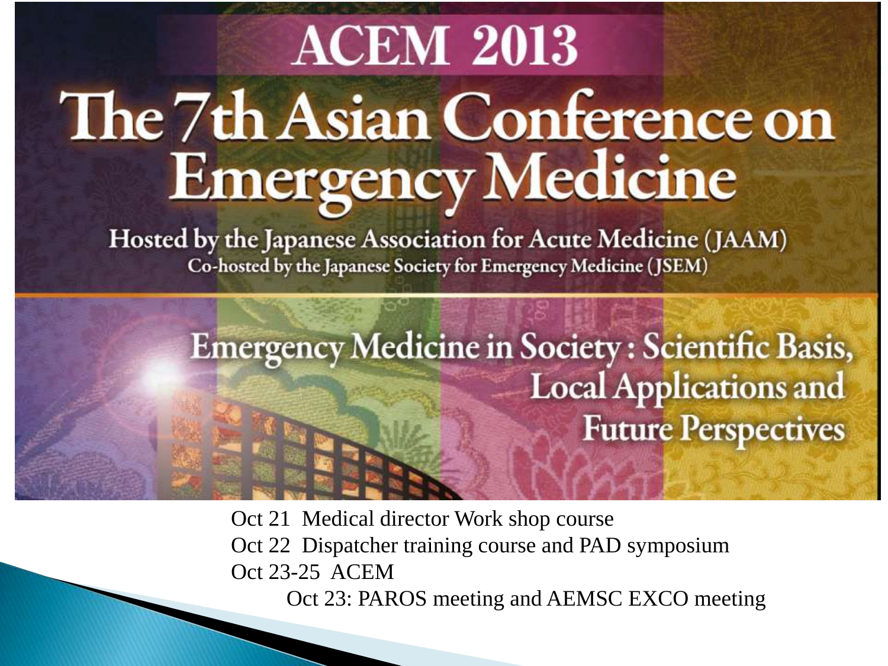# ACEM 2013

# The 7th Asian Conference on Emergency Medicine

Hosted by the Japanese Association for Acute Medicine (JAAM)

Co-hosted by the Japanese Society for Emergency Medicine (JSEM)

Emergency Medicine in Society : Scientific Basis, Local Applications and Future Perspectives

Oct 21 Medical director Work shop course

Oct 22 Dispatcher training course and PAD symposium

Oct 23-25 ACEM

Oct 23: PAROS meeting and AEMSC EXCO meeting